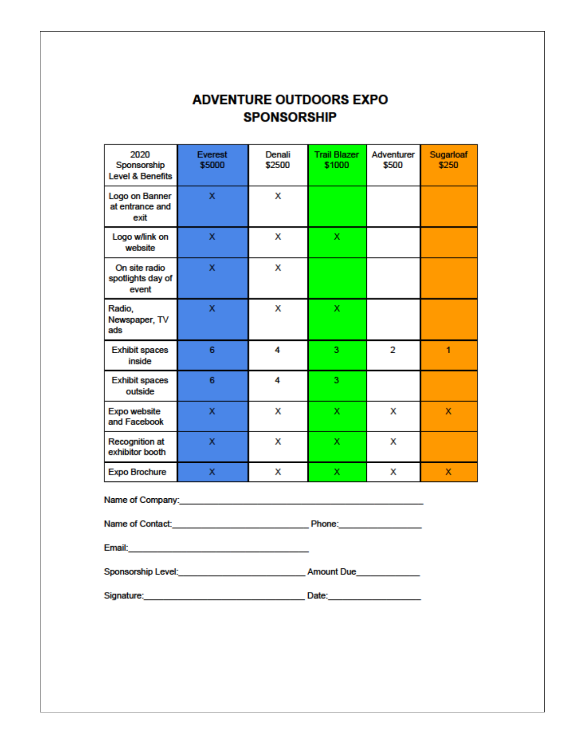# ADVENTURE OUTDOORS EXPO SPONSORSHIP

| 2020 Sponsorship Level & Benefits | Everest $5000 | Denali $2500 | Trail Blazer $1000 | Adventurer $500 | Sugarloaf $250 |
|---|---|---|---|---|---|
| Logo on Banner at entrance and exit | X | X | | | |
| Logo w/link on website | X | X | X | | |
| On site radio spotlights day of event | X | X | | | |
| Radio, Newspaper, TV ads | X | X | X | | |
| Exhibit spaces inside | 6 | 4 | 3 | 2 | 1 |
| Exhibit spaces outside | 6 | 4 | 3 | | |
| Expo website and Facebook | X | X | X | X | X |
| Recognition at exhibitor booth | X | X | X | X | |
| Expo Brochure | X | X | X | X | X |

Name of Company:______________________________________________

Name of Contact:__________________________ Phone:________________

Email:___________________________________

Sponsorship Level:________________________ Amount Due____________

Signature:_______________________________ Date:_________________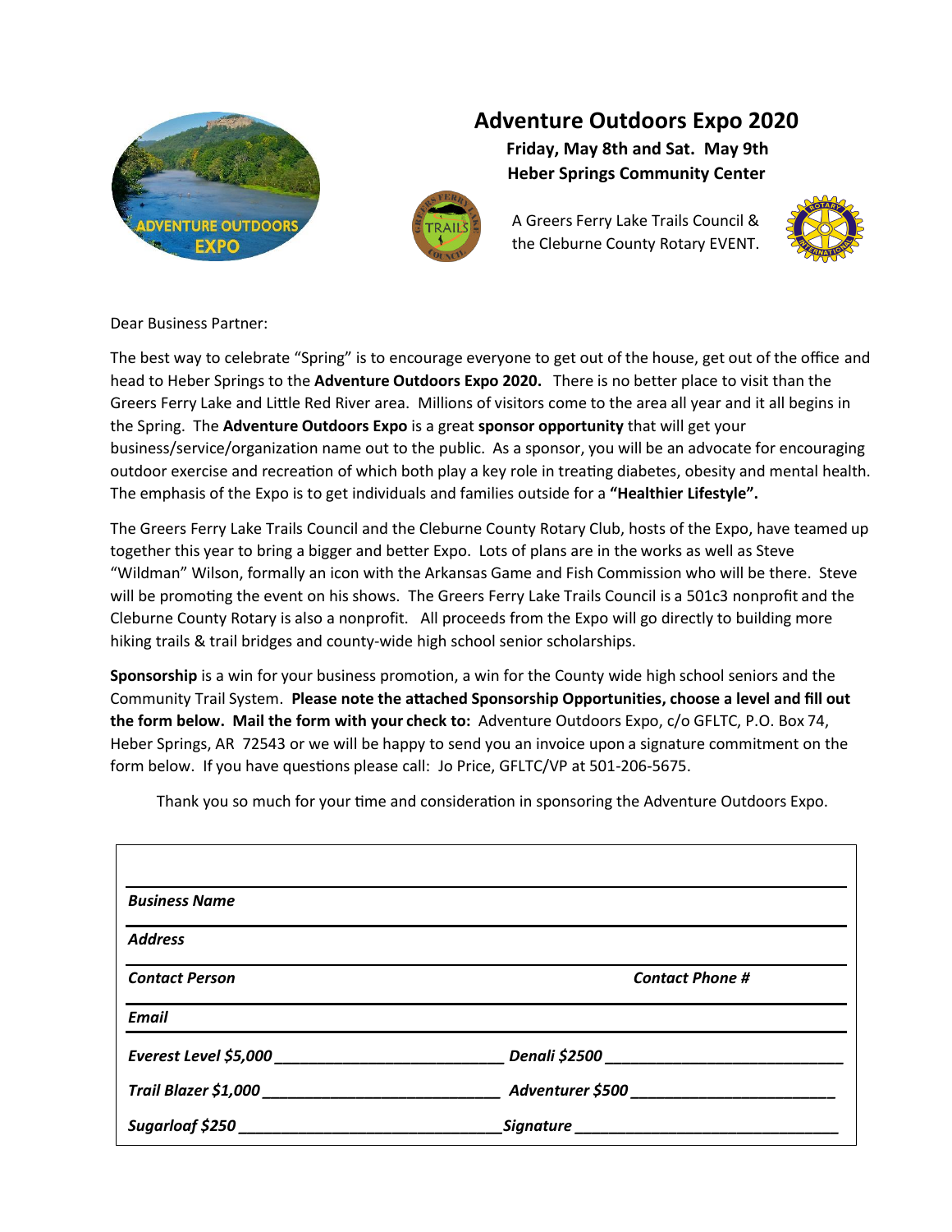# Adventure Outdoors Expo 2020

**Friday, May 8th and Sat. May 9th**
**Heber Springs Community Center**

A Greers Ferry Lake Trails Council & the Cleburne County Rotary EVENT.

Dear Business Partner:

The best way to celebrate "Spring" is to encourage everyone to get out of the house, get out of the office and head to Heber Springs to the **Adventure Outdoors Expo 2020.** There is no better place to visit than the Greers Ferry Lake and Little Red River area. Millions of visitors come to the area all year and it all begins in the Spring. The **Adventure Outdoors Expo** is a great **sponsor opportunity** that will get your business/service/organization name out to the public. As a sponsor, you will be an advocate for encouraging outdoor exercise and recreation of which both play a key role in treating diabetes, obesity and mental health. The emphasis of the Expo is to get individuals and families outside for a **"Healthier Lifestyle".**

The Greers Ferry Lake Trails Council and the Cleburne County Rotary Club, hosts of the Expo, have teamed up together this year to bring a bigger and better Expo. Lots of plans are in the works as well as Steve "Wildman" Wilson, formally an icon with the Arkansas Game and Fish Commission who will be there. Steve will be promoting the event on his shows. The Greers Ferry Lake Trails Council is a 501c3 nonprofit and the Cleburne County Rotary is also a nonprofit. All proceeds from the Expo will go directly to building more hiking trails & trail bridges and county-wide high school senior scholarships.

**Sponsorship** is a win for your business promotion, a win for the County wide high school seniors and the Community Trail System. **Please note the attached Sponsorship Opportunities, choose a level and fill out the form below. Mail the form with your check to:** Adventure Outdoors Expo, c/o GFLTC, P.O. Box 74, Heber Springs, AR 72543 or we will be happy to send you an invoice upon a signature commitment on the form below. If you have questions please call: Jo Price, GFLTC/VP at 501-206-5675.

Thank you so much for your time and consideration in sponsoring the Adventure Outdoors Expo.

***Business Name***

***Address***

***Contact Person*** ***Contact Phone #***

***Email***

***Everest Level $5,000*** ____________________ ***Denali $2500*** ____________________

***Trail Blazer $1,000*** ____________________ ***Adventurer $500*** ____________________

***Sugarloaf $250*** ____________________ ***Signature*** ____________________